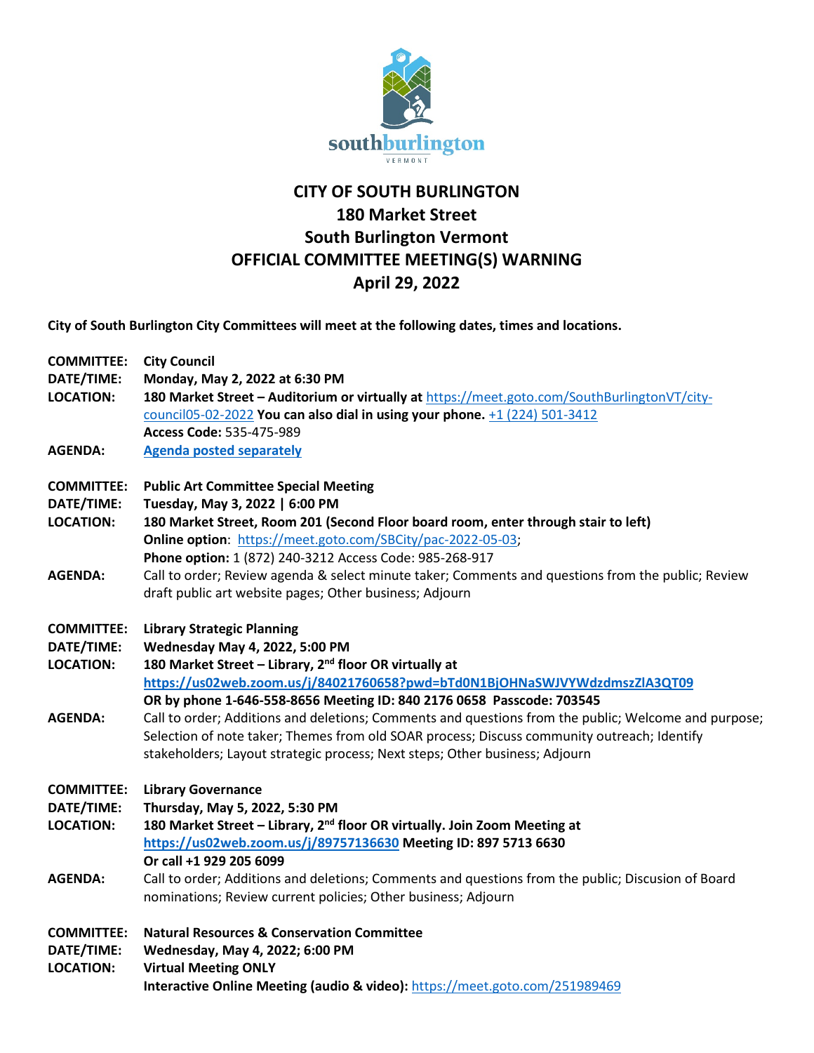# CITY OF SOUTH BURLINGTON
## 180 Market Street
## South Burlington Vermont
## OFFICIAL COMMITTEE MEETING(S) WARNING
## April 29, 2022

**City of South Burlington City Committees will meet at the following dates, times and locations.**

**COMMITTEE:** **City Council**
**DATE/TIME:** **Monday, May 2, 2022 at 6:30 PM**
**LOCATION:** **180 Market Street – Auditorium or virtually at** https://meet.goto.com/SouthBurlingtonVT/city-council05-02-2022 **You can also dial in using your phone.** +1 (224) 501-3412
**Access Code:** 535-475-989
**AGENDA:** **Agenda posted separately**

**COMMITTEE:** **Public Art Committee Special Meeting**
**DATE/TIME:** **Tuesday, May 3, 2022 | 6:00 PM**
**LOCATION:** **180 Market Street, Room 201 (Second Floor board room, enter through stair to left)**
**Online option**: https://meet.goto.com/SBCity/pac-2022-05-03;
**Phone option:** 1 (872) 240-3212 Access Code: 985-268-917
**AGENDA:** Call to order; Review agenda & select minute taker; Comments and questions from the public; Review draft public art website pages; Other business; Adjourn

**COMMITTEE:** **Library Strategic Planning**
**DATE/TIME:** **Wednesday May 4, 2022, 5:00 PM**
**LOCATION:** **180 Market Street – Library, 2nd floor OR virtually at**
**https://us02web.zoom.us/j/84021760658?pwd=bTd0N1BjOHNaSWJVYWdzdmszZlA3QT09**
**OR by phone 1-646-558-8656 Meeting ID: 840 2176 0658 Passcode: 703545**
**AGENDA:** Call to order; Additions and deletions; Comments and questions from the public; Welcome and purpose; Selection of note taker; Themes from old SOAR process; Discuss community outreach; Identify stakeholders; Layout strategic process; Next steps; Other business; Adjourn

**COMMITTEE:** **Library Governance**
**DATE/TIME:** **Thursday, May 5, 2022, 5:30 PM**
**LOCATION:** **180 Market Street – Library, 2nd floor OR virtually. Join Zoom Meeting at**
**https://us02web.zoom.us/j/89757136630 Meeting ID: 897 5713 6630**
**Or call +1 929 205 6099**
**AGENDA:** Call to order; Additions and deletions; Comments and questions from the public; Discusion of Board nominations; Review current policies; Other business; Adjourn

**COMMITTEE:** **Natural Resources & Conservation Committee**
**DATE/TIME:** **Wednesday, May 4, 2022; 6:00 PM**
**LOCATION:** **Virtual Meeting ONLY**
**Interactive Online Meeting (audio & video):** https://meet.goto.com/251989469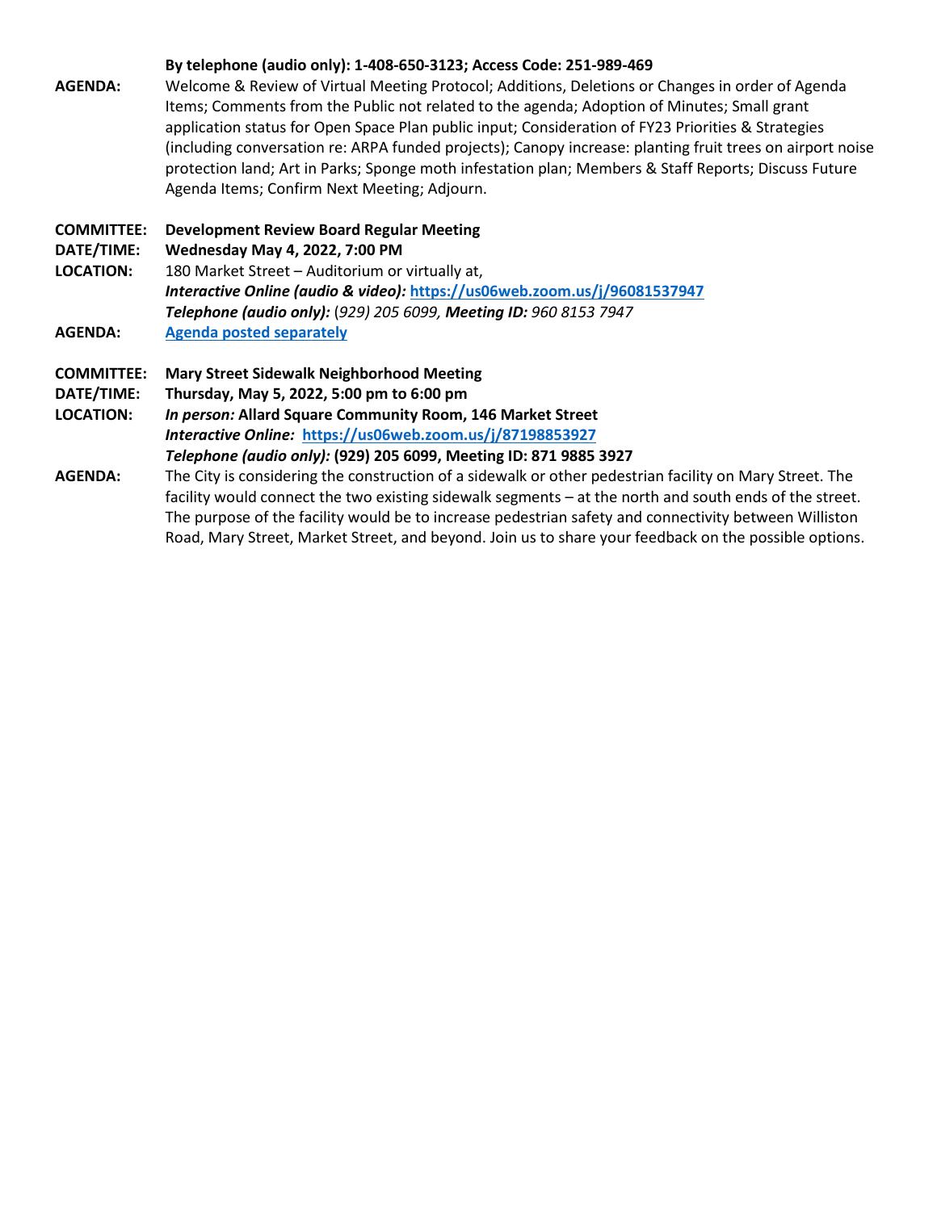**By telephone (audio only): 1-408-650-3123; Access Code: 251-989-469**

**AGENDA:** Welcome & Review of Virtual Meeting Protocol; Additions, Deletions or Changes in order of Agenda Items; Comments from the Public not related to the agenda; Adoption of Minutes; Small grant application status for Open Space Plan public input; Consideration of FY23 Priorities & Strategies (including conversation re: ARPA funded projects); Canopy increase: planting fruit trees on airport noise protection land; Art in Parks; Sponge moth infestation plan; Members & Staff Reports; Discuss Future Agenda Items; Confirm Next Meeting; Adjourn.

**COMMITTEE:** **Development Review Board Regular Meeting**
**DATE/TIME:** **Wednesday May 4, 2022, 7:00 PM**
**LOCATION:** 180 Market Street – Auditorium or virtually at,
***Interactive Online (audio & video):*** **https://us06web.zoom.us/j/96081537947**
***Telephone (audio only):*** *(929) 205 6099,* ***Meeting ID:*** *960 8153 7947*
**AGENDA:** **Agenda posted separately**

**COMMITTEE:** **Mary Street Sidewalk Neighborhood Meeting**
**DATE/TIME:** **Thursday, May 5, 2022, 5:00 pm to 6:00 pm**
**LOCATION:** ***In person:*** **Allard Square Community Room, 146 Market Street**
***Interactive Online:*** **https://us06web.zoom.us/j/87198853927**
***Telephone (audio only):*** **(929) 205 6099, Meeting ID: 871 9885 3927**
**AGENDA:** The City is considering the construction of a sidewalk or other pedestrian facility on Mary Street. The facility would connect the two existing sidewalk segments – at the north and south ends of the street. The purpose of the facility would be to increase pedestrian safety and connectivity between Williston Road, Mary Street, Market Street, and beyond. Join us to share your feedback on the possible options.